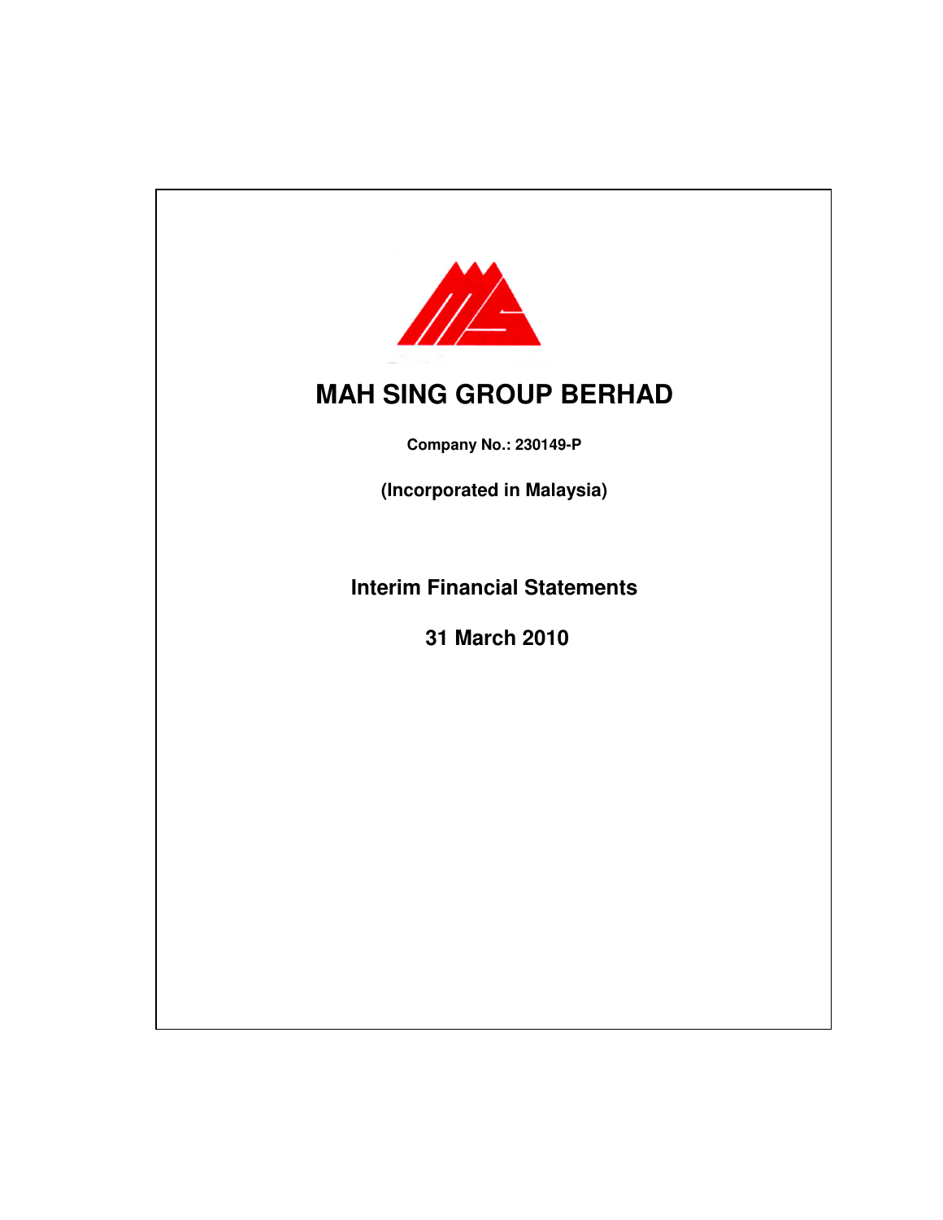# MAH SING GROUP BERHAD

**Company No.: 230149-P**

**(Incorporated in Malaysia)**

## Interim Financial Statements

## 31 March 2010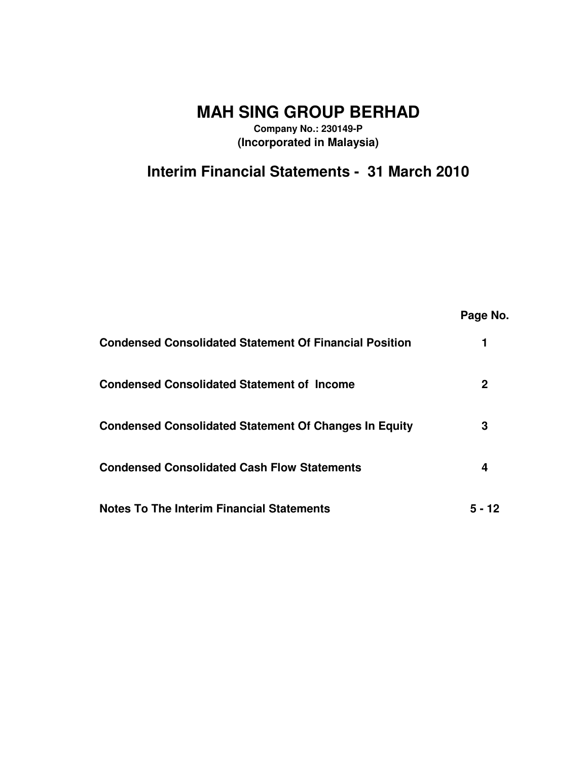# MAH SING GROUP BERHAD

**Company No.: 230149-P**
**(Incorporated in Malaysia)**

## Interim Financial Statements - 31 March 2010

| | Page No. |
|---|---|
| **Condensed Consolidated Statement Of Financial Position** | **1** |
| **Condensed Consolidated Statement of Income** | **2** |
| **Condensed Consolidated Statement Of Changes In Equity** | **3** |
| **Condensed Consolidated Cash Flow Statements** | **4** |
| **Notes To The Interim Financial Statements** | **5 - 12** |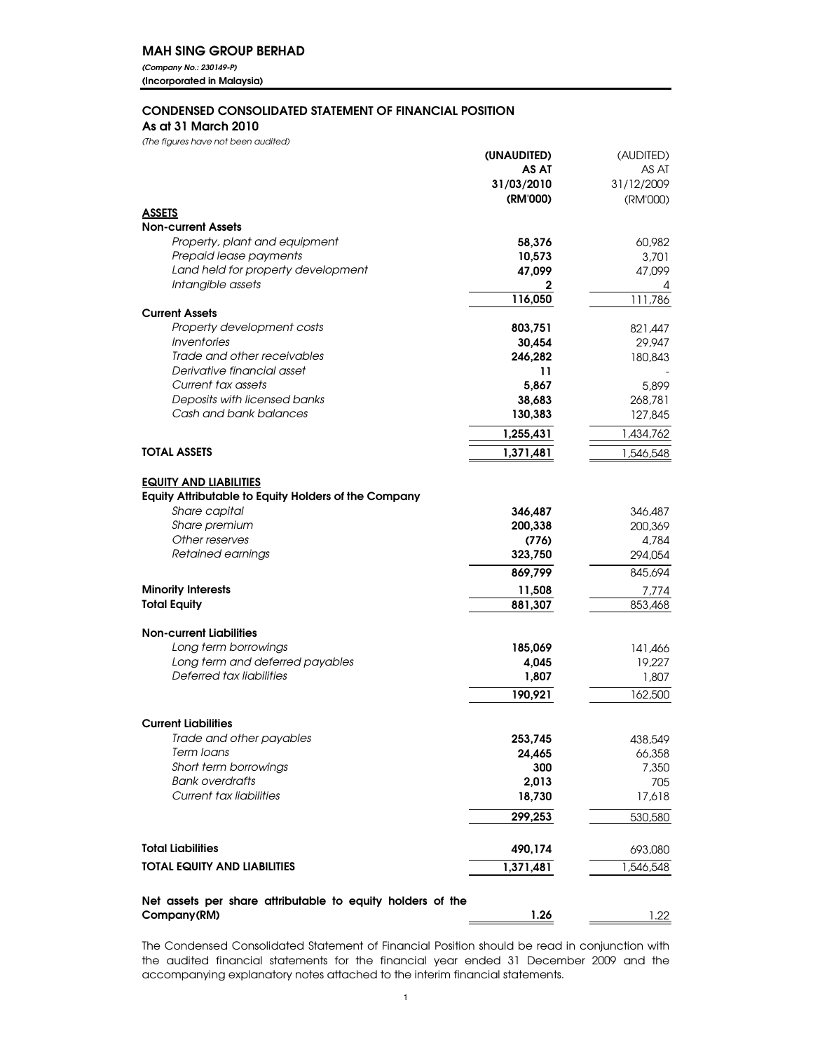**MAH SING GROUP BERHAD**

***(Company No.: 230149-P)***

**(Incorporated in Malaysia)**

## CONDENSED CONSOLIDATED STATEMENT OF FINANCIAL POSITION

**As at 31 March 2010**

*(The figures have not been audited)*

| | **(UNAUDITED) AS AT 31/03/2010 (RM'000)** | (AUDITED) AS AT 31/12/2009 (RM'000) |
|---|---|---|
| **ASSETS** | | |
| **Non-current Assets** | | |
| *Property, plant and equipment* | **58,376** | 60,982 |
| *Prepaid lease payments* | **10,573** | 3,701 |
| *Land held for property development* | **47,099** | 47,099 |
| *Intangible assets* | **2** | 4 |
| | **116,050** | 111,786 |
| **Current Assets** | | |
| *Property development costs* | **803,751** | 821,447 |
| *Inventories* | **30,454** | 29,947 |
| *Trade and other receivables* | **246,282** | 180,843 |
| *Derivative financial asset* | **11** | - |
| *Current tax assets* | **5,867** | 5,899 |
| *Deposits with licensed banks* | **38,683** | 268,781 |
| *Cash and bank balances* | **130,383** | 127,845 |
| | **1,255,431** | 1,434,762 |
| **TOTAL ASSETS** | **1,371,481** | 1,546,548 |
| **EQUITY AND LIABILITIES** | | |
| **Equity Attributable to Equity Holders of the Company** | | |
| *Share capital* | **346,487** | 346,487 |
| *Share premium* | **200,338** | 200,369 |
| *Other reserves* | **(776)** | 4,784 |
| *Retained earnings* | **323,750** | 294,054 |
| | **869,799** | 845,694 |
| **Minority Interests** | **11,508** | 7,774 |
| **Total Equity** | **881,307** | 853,468 |
| **Non-current Liabilities** | | |
| *Long term borrowings* | **185,069** | 141,466 |
| *Long term and deferred payables* | **4,045** | 19,227 |
| *Deferred tax liabilities* | **1,807** | 1,807 |
| | **190,921** | 162,500 |
| **Current Liabilities** | | |
| *Trade and other payables* | **253,745** | 438,549 |
| *Term loans* | **24,465** | 66,358 |
| *Short term borrowings* | **300** | 7,350 |
| *Bank overdrafts* | **2,013** | 705 |
| *Current tax liabilities* | **18,730** | 17,618 |
| | **299,253** | 530,580 |
| **Total Liabilities** | **490,174** | 693,080 |
| **TOTAL EQUITY AND LIABILITIES** | **1,371,481** | 1,546,548 |
| **Net assets per share attributable to equity holders of the Company(RM)** | **1.26** | 1.22 |

The Condensed Consolidated Statement of Financial Position should be read in conjunction with the audited financial statements for the financial year ended 31 December 2009 and the accompanying explanatory notes attached to the interim financial statements.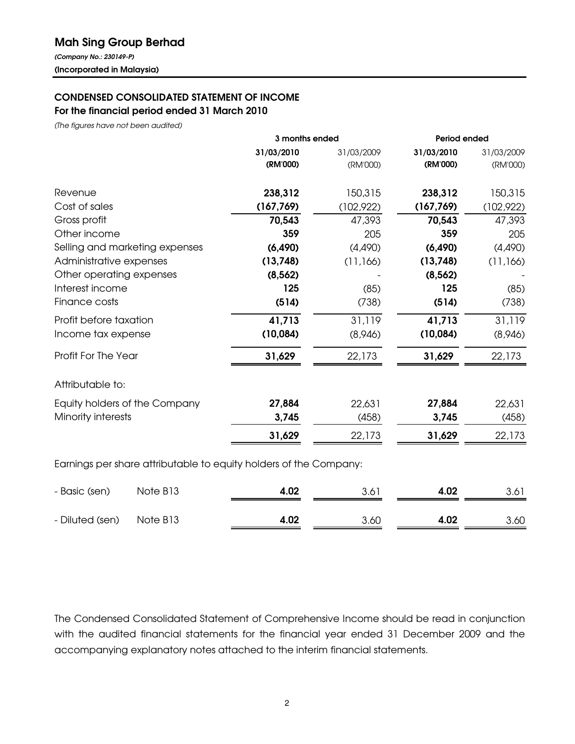# Mah Sing Group Berhad

*(Company No.: 230149-P)*

**(Incorporated in Malaysia)**

## CONDENSED CONSOLIDATED STATEMENT OF INCOME
### For the financial period ended 31 March 2010

*(The figures have not been audited)*

| | 3 months ended | | Period ended | |
|---|---|---|---|---|
| | **31/03/2010** | 31/03/2009 | **31/03/2010** | 31/03/2009 |
| | **(RM'000)** | (RM'000) | **(RM'000)** | (RM'000) |
| Revenue | **238,312** | 150,315 | **238,312** | 150,315 |
| Cost of sales | **(167,769)** | (102,922) | **(167,769)** | (102,922) |
| Gross profit | **70,543** | 47,393 | **70,543** | 47,393 |
| Other income | **359** | 205 | **359** | 205 |
| Selling and marketing expenses | **(6,490)** | (4,490) | **(6,490)** | (4,490) |
| Administrative expenses | **(13,748)** | (11,166) | **(13,748)** | (11,166) |
| Other operating expenses | **(8,562)** | - | **(8,562)** | - |
| Interest income | **125** | (85) | **125** | (85) |
| Finance costs | **(514)** | (738) | **(514)** | (738) |
| Profit before taxation | **41,713** | 31,119 | **41,713** | 31,119 |
| Income tax expense | **(10,084)** | (8,946) | **(10,084)** | (8,946) |
| Profit For The Year | **31,629** | 22,173 | **31,629** | 22,173 |
| Attributable to: | | | | |
| Equity holders of the Company | **27,884** | 22,631 | **27,884** | 22,631 |
| Minority interests | **3,745** | (458) | **3,745** | (458) |
| | **31,629** | 22,173 | **31,629** | 22,173 |

Earnings per share attributable to equity holders of the Company:

| | | | | | |
|---|---|---|---|---|---|
| - Basic (sen) | Note B13 | **4.02** | 3.61 | **4.02** | 3.61 |
| - Diluted (sen) | Note B13 | **4.02** | 3.60 | **4.02** | 3.60 |

The Condensed Consolidated Statement of Comprehensive Income should be read in conjunction with the audited financial statements for the financial year ended 31 December 2009 and the accompanying explanatory notes attached to the interim financial statements.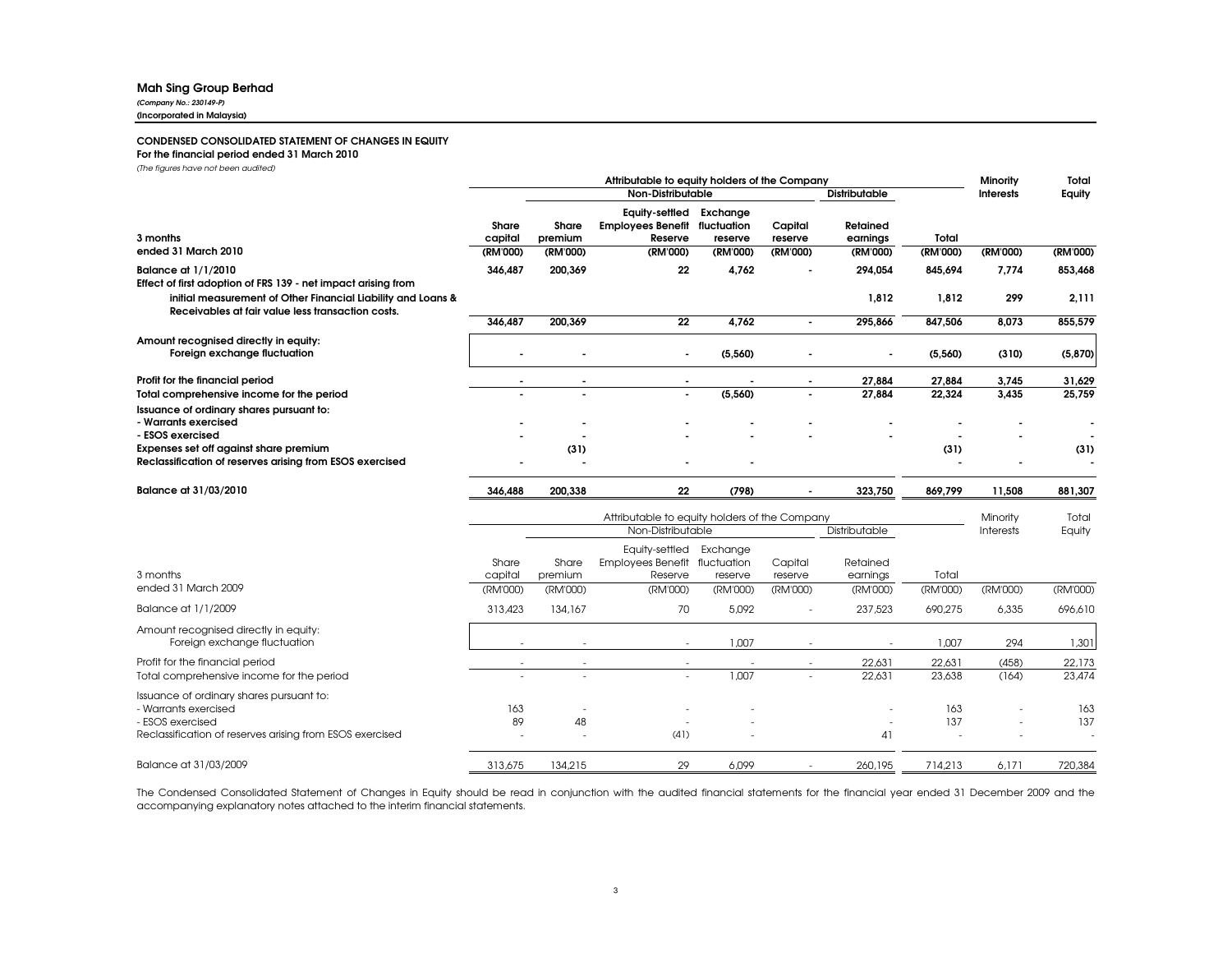**Mah Sing Group Berhad**
*(Company No.: 230149-P)*
**(Incorporated in Malaysia)**

**CONDENSED CONSOLIDATED STATEMENT OF CHANGES IN EQUITY**
**For the financial period ended 31 March 2010**
*(The figures have not been audited)*

| | Attributable to equity holders of the Company | | | | | | | Minority Interests | Total Equity |
|---|---|---|---|---|---|---|---|---|---|
| | | Non-Distributable | | | | Distributable | | | |
| **3 months ended 31 March 2010** | **Share capital** | **Share premium** | **Equity-settled Employees Benefit Reserve** | **Exchange fluctuation reserve** | **Capital reserve** | **Retained earnings** | **Total** | | |
| | **(RM'000)** | **(RM'000)** | **(RM'000)** | **(RM'000)** | **(RM'000)** | **(RM'000)** | **(RM'000)** | **(RM'000)** | **(RM'000)** |
| **Balance at 1/1/2010** | **346,487** | **200,369** | **22** | **4,762** | **-** | **294,054** | **845,694** | **7,774** | **853,468** |
| **Effect of first adoption of FRS 139 - net impact arising from initial measurement of Other Financial Liability and Loans & Receivables at fair value less transaction costs.** | | | | | | **1,812** | **1,812** | **299** | **2,111** |
| | **346,487** | **200,369** | **22** | **4,762** | **-** | **295,866** | **847,506** | **8,073** | **855,579** |
| **Amount recognised directly in equity:** | | | | | | | | | |
| **Foreign exchange fluctuation** | **-** | **-** | **-** | **(5,560)** | **-** | **-** | **(5,560)** | **(310)** | **(5,870)** |
| **Profit for the financial period** | **-** | **-** | **-** | **-** | **-** | **27,884** | **27,884** | **3,745** | **31,629** |
| **Total comprehensive income for the period** | **-** | **-** | **-** | **(5,560)** | **-** | **27,884** | **22,324** | **3,435** | **25,759** |
| **Issuance of ordinary shares pursuant to:** | | | | | | | | | |
| **- Warrants exercised** | **-** | **-** | **-** | **-** | **-** | **-** | **-** | **-** | **-** |
| **- ESOS exercised** | **-** | **-** | **-** | **-** | **-** | **-** | **-** | **-** | **-** |
| **Expenses set off against share premium** | | **(31)** | | | | | **(31)** | | **(31)** |
| **Reclassification of reserves arising from ESOS exercised** | **-** | **-** | **-** | **-** | | | **-** | **-** | **-** |
| **Balance at 31/03/2010** | **346,488** | **200,338** | **22** | **(798)** | **-** | **323,750** | **869,799** | **11,508** | **881,307** |

| | Attributable to equity holders of the Company | | | | | | | Minority Interests | Total Equity |
|---|---|---|---|---|---|---|---|---|---|
| | | Non-Distributable | | | | Distributable | | | |
| 3 months ended 31 March 2009 | Share capital | Share premium | Equity-settled Employees Benefit Reserve | Exchange fluctuation reserve | Capital reserve | Retained earnings | Total | | |
| | (RM'000) | (RM'000) | (RM'000) | (RM'000) | (RM'000) | (RM'000) | (RM'000) | (RM'000) | (RM'000) |
| Balance at 1/1/2009 | 313,423 | 134,167 | 70 | 5,092 | - | 237,523 | 690,275 | 6,335 | 696,610 |
| Amount recognised directly in equity: | | | | | | | | | |
| Foreign exchange fluctuation | - | - | - | 1,007 | - | - | 1,007 | 294 | 1,301 |
| Profit for the financial period | - | - | - | - | - | 22,631 | 22,631 | (458) | 22,173 |
| Total comprehensive income for the period | - | - | - | 1,007 | - | 22,631 | 23,638 | (164) | 23,474 |
| Issuance of ordinary shares pursuant to: | | | | | | | | | |
| - Warrants exercised | 163 | - | - | - | | - | 163 | - | 163 |
| - ESOS exercised | 89 | 48 | - | - | | - | 137 | - | 137 |
| Reclassification of reserves arising from ESOS exercised | - | - | (41) | - | | 41 | - | - | - |
| Balance at 31/03/2009 | 313,675 | 134,215 | 29 | 6,099 | - | 260,195 | 714,213 | 6,171 | 720,384 |

The Condensed Consolidated Statement of Changes in Equity should be read in conjunction with the audited financial statements for the financial year ended 31 December 2009 and the accompanying explanatory notes attached to the interim financial statements.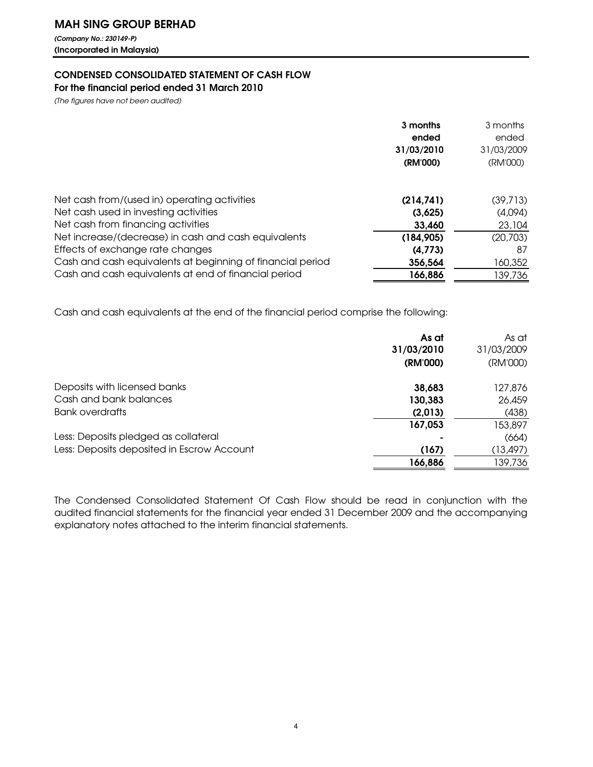# MAH SING GROUP BERHAD

***(Company No.: 230149-P)***
**(Incorporated in Malaysia)**

## CONDENSED CONSOLIDATED STATEMENT OF CASH FLOW

**For the financial period ended 31 March 2010**

*(The figures have not been audited)*

| | **3 months ended 31/03/2010 (RM'000)** | 3 months ended 31/03/2009 (RM'000) |
|---|---|---|
| Net cash from/(used in) operating activities | **(214,741)** | (39,713) |
| Net cash used in investing activities | **(3,625)** | (4,094) |
| Net cash from financing activities | **33,460** | 23,104 |
| Net increase/(decrease) in cash and cash equivalents | **(184,905)** | (20,703) |
| Effects of exchange rate changes | **(4,773)** | 87 |
| Cash and cash equivalents at beginning of financial period | **356,564** | 160,352 |
| Cash and cash equivalents at end of financial period | **166,886** | 139,736 |

Cash and cash equivalents at the end of the financial period comprise the following:

| | **As at 31/03/2010 (RM'000)** | As at 31/03/2009 (RM'000) |
|---|---|---|
| Deposits with licensed banks | **38,683** | 127,876 |
| Cash and bank balances | **130,383** | 26,459 |
| Bank overdrafts | **(2,013)** | (438) |
| | **167,053** | 153,897 |
| Less: Deposits pledged as collateral | **-** | (664) |
| Less: Deposits deposited in Escrow Account | **(167)** | (13,497) |
| | **166,886** | 139,736 |

The Condensed Consolidated Statement Of Cash Flow should be read in conjunction with the audited financial statements for the financial year ended 31 December 2009 and the accompanying explanatory notes attached to the interim financial statements.